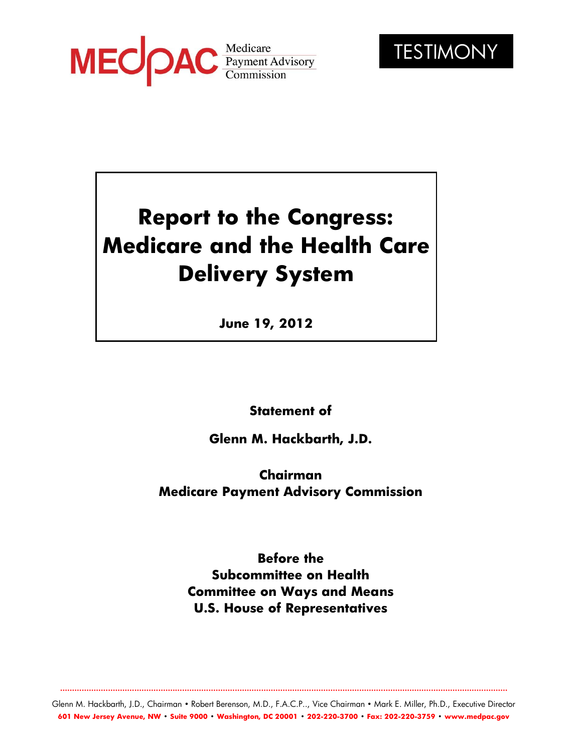MEDPAC Medicare Payment Advisory Commission

TESTIMONY

# Report to the Congress: Medicare and the Health Care Delivery System

**June 19, 2012**

**Statement of**

**Glenn M. Hackbarth, J.D.**

**Chairman**
**Medicare Payment Advisory Commission**

**Before the**
**Subcommittee on Health**
**Committee on Ways and Means**
**U.S. House of Representatives**

Glenn M. Hackbarth, J.D., Chairman • Robert Berenson, M.D., F.A.C.P.., Vice Chairman • Mark E. Miller, Ph.D., Executive Director
**601 New Jersey Avenue, NW • Suite 9000 • Washington, DC 20001 • 202-220-3700 • Fax: 202-220-3759 • www.medpac.gov**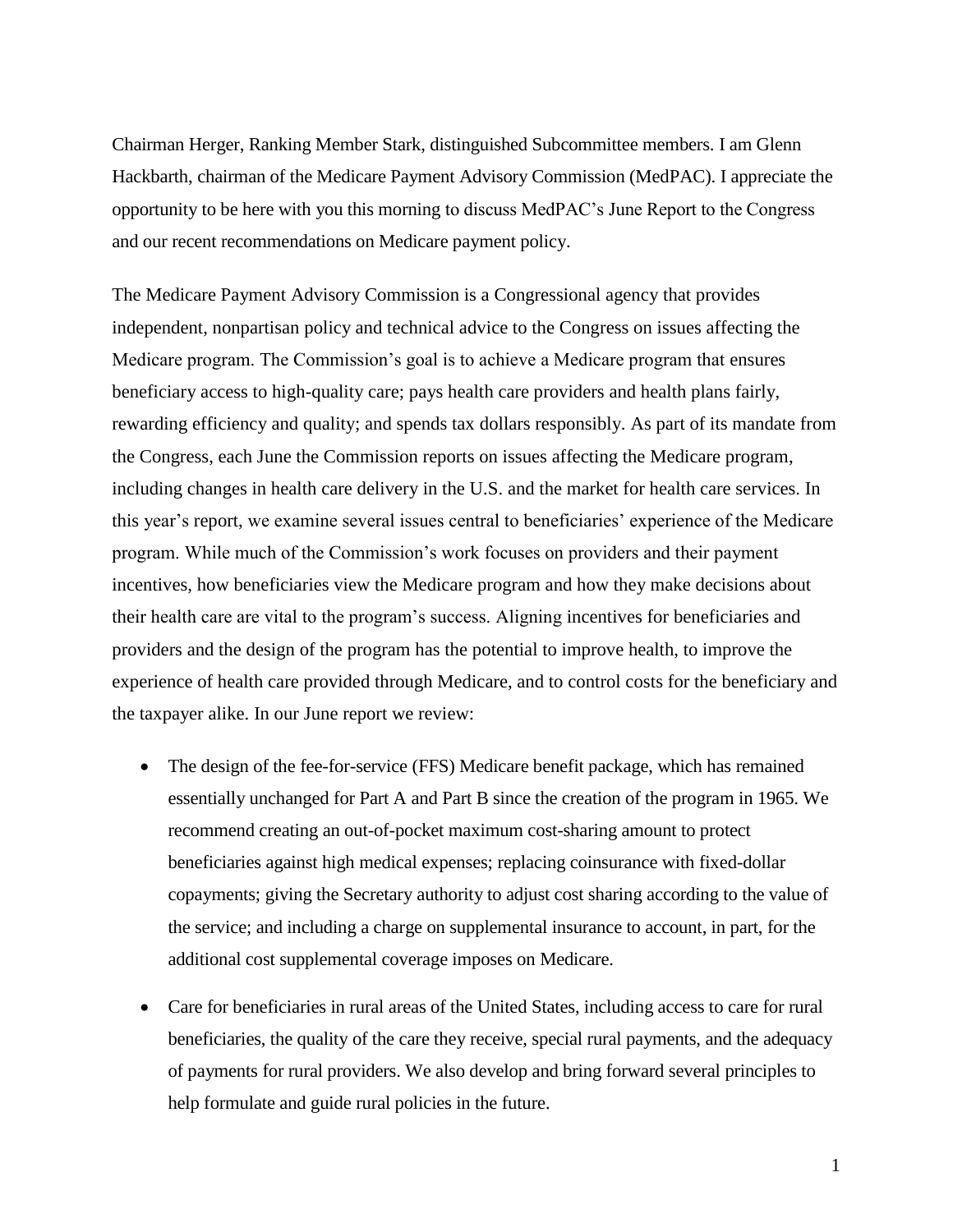Chairman Herger, Ranking Member Stark, distinguished Subcommittee members. I am Glenn Hackbarth, chairman of the Medicare Payment Advisory Commission (MedPAC). I appreciate the opportunity to be here with you this morning to discuss MedPAC's June Report to the Congress and our recent recommendations on Medicare payment policy.

The Medicare Payment Advisory Commission is a Congressional agency that provides independent, nonpartisan policy and technical advice to the Congress on issues affecting the Medicare program. The Commission's goal is to achieve a Medicare program that ensures beneficiary access to high-quality care; pays health care providers and health plans fairly, rewarding efficiency and quality; and spends tax dollars responsibly. As part of its mandate from the Congress, each June the Commission reports on issues affecting the Medicare program, including changes in health care delivery in the U.S. and the market for health care services. In this year's report, we examine several issues central to beneficiaries' experience of the Medicare program. While much of the Commission's work focuses on providers and their payment incentives, how beneficiaries view the Medicare program and how they make decisions about their health care are vital to the program's success. Aligning incentives for beneficiaries and providers and the design of the program has the potential to improve health, to improve the experience of health care provided through Medicare, and to control costs for the beneficiary and the taxpayer alike. In our June report we review:

- The design of the fee-for-service (FFS) Medicare benefit package, which has remained essentially unchanged for Part A and Part B since the creation of the program in 1965. We recommend creating an out-of-pocket maximum cost-sharing amount to protect beneficiaries against high medical expenses; replacing coinsurance with fixed-dollar copayments; giving the Secretary authority to adjust cost sharing according to the value of the service; and including a charge on supplemental insurance to account, in part, for the additional cost supplemental coverage imposes on Medicare.
- Care for beneficiaries in rural areas of the United States, including access to care for rural beneficiaries, the quality of the care they receive, special rural payments, and the adequacy of payments for rural providers. We also develop and bring forward several principles to help formulate and guide rural policies in the future.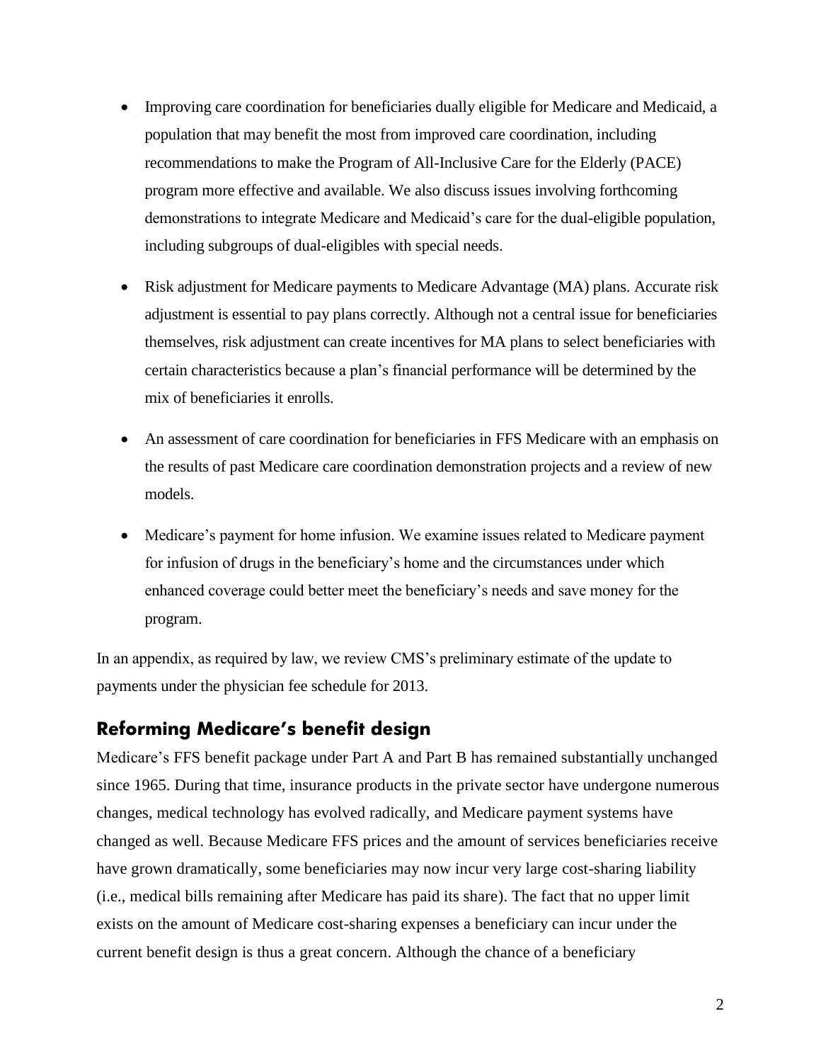- Improving care coordination for beneficiaries dually eligible for Medicare and Medicaid, a population that may benefit the most from improved care coordination, including recommendations to make the Program of All-Inclusive Care for the Elderly (PACE) program more effective and available. We also discuss issues involving forthcoming demonstrations to integrate Medicare and Medicaid's care for the dual-eligible population, including subgroups of dual-eligibles with special needs.
- Risk adjustment for Medicare payments to Medicare Advantage (MA) plans. Accurate risk adjustment is essential to pay plans correctly. Although not a central issue for beneficiaries themselves, risk adjustment can create incentives for MA plans to select beneficiaries with certain characteristics because a plan's financial performance will be determined by the mix of beneficiaries it enrolls.
- An assessment of care coordination for beneficiaries in FFS Medicare with an emphasis on the results of past Medicare care coordination demonstration projects and a review of new models.
- Medicare's payment for home infusion. We examine issues related to Medicare payment for infusion of drugs in the beneficiary's home and the circumstances under which enhanced coverage could better meet the beneficiary's needs and save money for the program.

In an appendix, as required by law, we review CMS's preliminary estimate of the update to payments under the physician fee schedule for 2013.

## Reforming Medicare's benefit design

Medicare's FFS benefit package under Part A and Part B has remained substantially unchanged since 1965. During that time, insurance products in the private sector have undergone numerous changes, medical technology has evolved radically, and Medicare payment systems have changed as well. Because Medicare FFS prices and the amount of services beneficiaries receive have grown dramatically, some beneficiaries may now incur very large cost-sharing liability (i.e., medical bills remaining after Medicare has paid its share). The fact that no upper limit exists on the amount of Medicare cost-sharing expenses a beneficiary can incur under the current benefit design is thus a great concern. Although the chance of a beneficiary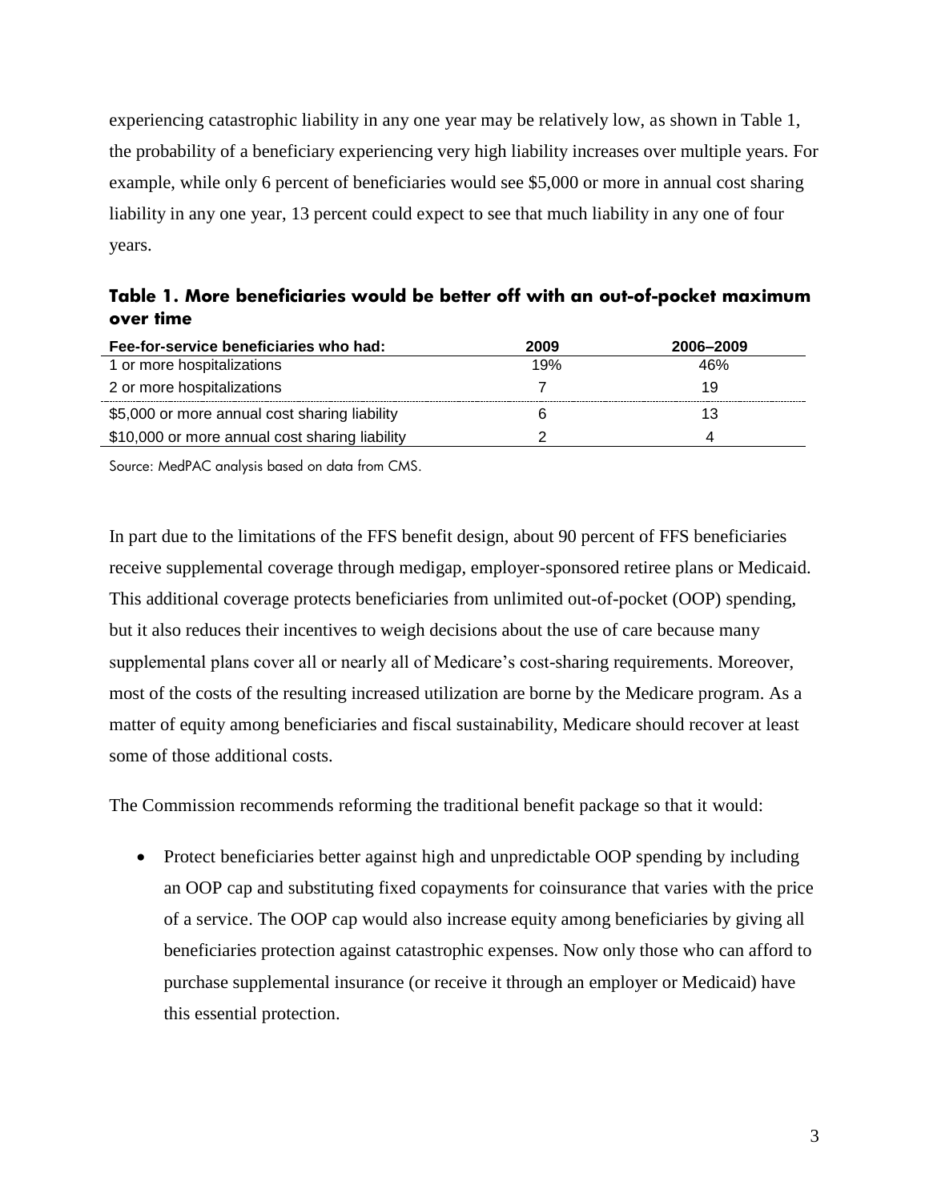experiencing catastrophic liability in any one year may be relatively low, as shown in Table 1, the probability of a beneficiary experiencing very high liability increases over multiple years. For example, while only 6 percent of beneficiaries would see $5,000 or more in annual cost sharing liability in any one year, 13 percent could expect to see that much liability in any one of four years.

**Table 1. More beneficiaries would be better off with an out-of-pocket maximum over time**

| Fee-for-service beneficiaries who had: | 2009 | 2006–2009 |
|---|---|---|
| 1 or more hospitalizations | 19% | 46% |
| 2 or more hospitalizations | 7 | 19 |
| $5,000 or more annual cost sharing liability | 6 | 13 |
| $10,000 or more annual cost sharing liability | 2 | 4 |

Source: MedPAC analysis based on data from CMS.

In part due to the limitations of the FFS benefit design, about 90 percent of FFS beneficiaries receive supplemental coverage through medigap, employer-sponsored retiree plans or Medicaid. This additional coverage protects beneficiaries from unlimited out-of-pocket (OOP) spending, but it also reduces their incentives to weigh decisions about the use of care because many supplemental plans cover all or nearly all of Medicare's cost-sharing requirements. Moreover, most of the costs of the resulting increased utilization are borne by the Medicare program. As a matter of equity among beneficiaries and fiscal sustainability, Medicare should recover at least some of those additional costs.

The Commission recommends reforming the traditional benefit package so that it would:

- Protect beneficiaries better against high and unpredictable OOP spending by including an OOP cap and substituting fixed copayments for coinsurance that varies with the price of a service. The OOP cap would also increase equity among beneficiaries by giving all beneficiaries protection against catastrophic expenses. Now only those who can afford to purchase supplemental insurance (or receive it through an employer or Medicaid) have this essential protection.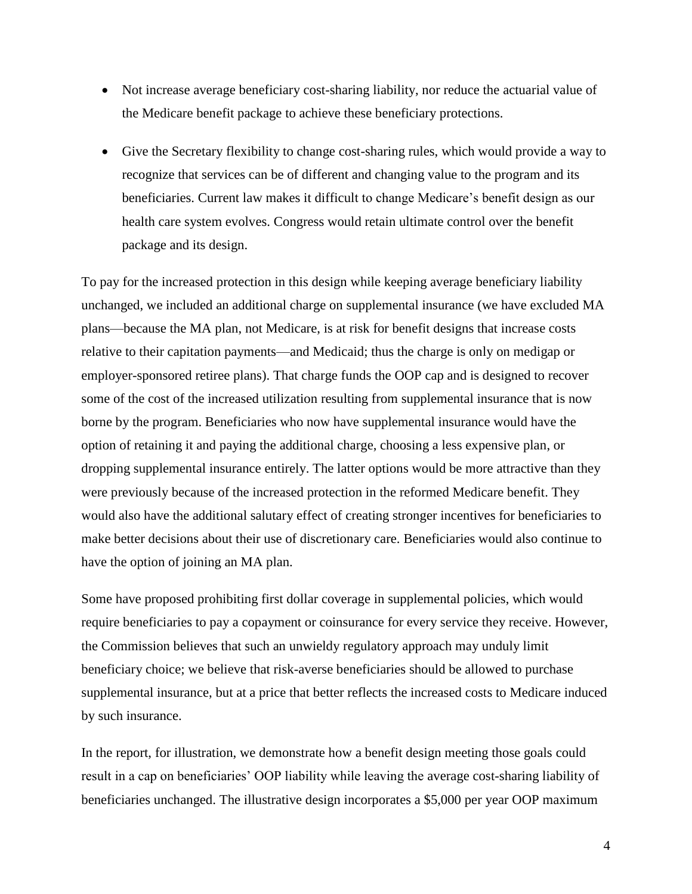- Not increase average beneficiary cost-sharing liability, nor reduce the actuarial value of the Medicare benefit package to achieve these beneficiary protections.
- Give the Secretary flexibility to change cost-sharing rules, which would provide a way to recognize that services can be of different and changing value to the program and its beneficiaries. Current law makes it difficult to change Medicare's benefit design as our health care system evolves. Congress would retain ultimate control over the benefit package and its design.

To pay for the increased protection in this design while keeping average beneficiary liability unchanged, we included an additional charge on supplemental insurance (we have excluded MA plans—because the MA plan, not Medicare, is at risk for benefit designs that increase costs relative to their capitation payments—and Medicaid; thus the charge is only on medigap or employer-sponsored retiree plans). That charge funds the OOP cap and is designed to recover some of the cost of the increased utilization resulting from supplemental insurance that is now borne by the program. Beneficiaries who now have supplemental insurance would have the option of retaining it and paying the additional charge, choosing a less expensive plan, or dropping supplemental insurance entirely. The latter options would be more attractive than they were previously because of the increased protection in the reformed Medicare benefit. They would also have the additional salutary effect of creating stronger incentives for beneficiaries to make better decisions about their use of discretionary care. Beneficiaries would also continue to have the option of joining an MA plan.

Some have proposed prohibiting first dollar coverage in supplemental policies, which would require beneficiaries to pay a copayment or coinsurance for every service they receive. However, the Commission believes that such an unwieldy regulatory approach may unduly limit beneficiary choice; we believe that risk-averse beneficiaries should be allowed to purchase supplemental insurance, but at a price that better reflects the increased costs to Medicare induced by such insurance.

In the report, for illustration, we demonstrate how a benefit design meeting those goals could result in a cap on beneficiaries' OOP liability while leaving the average cost-sharing liability of beneficiaries unchanged. The illustrative design incorporates a $5,000 per year OOP maximum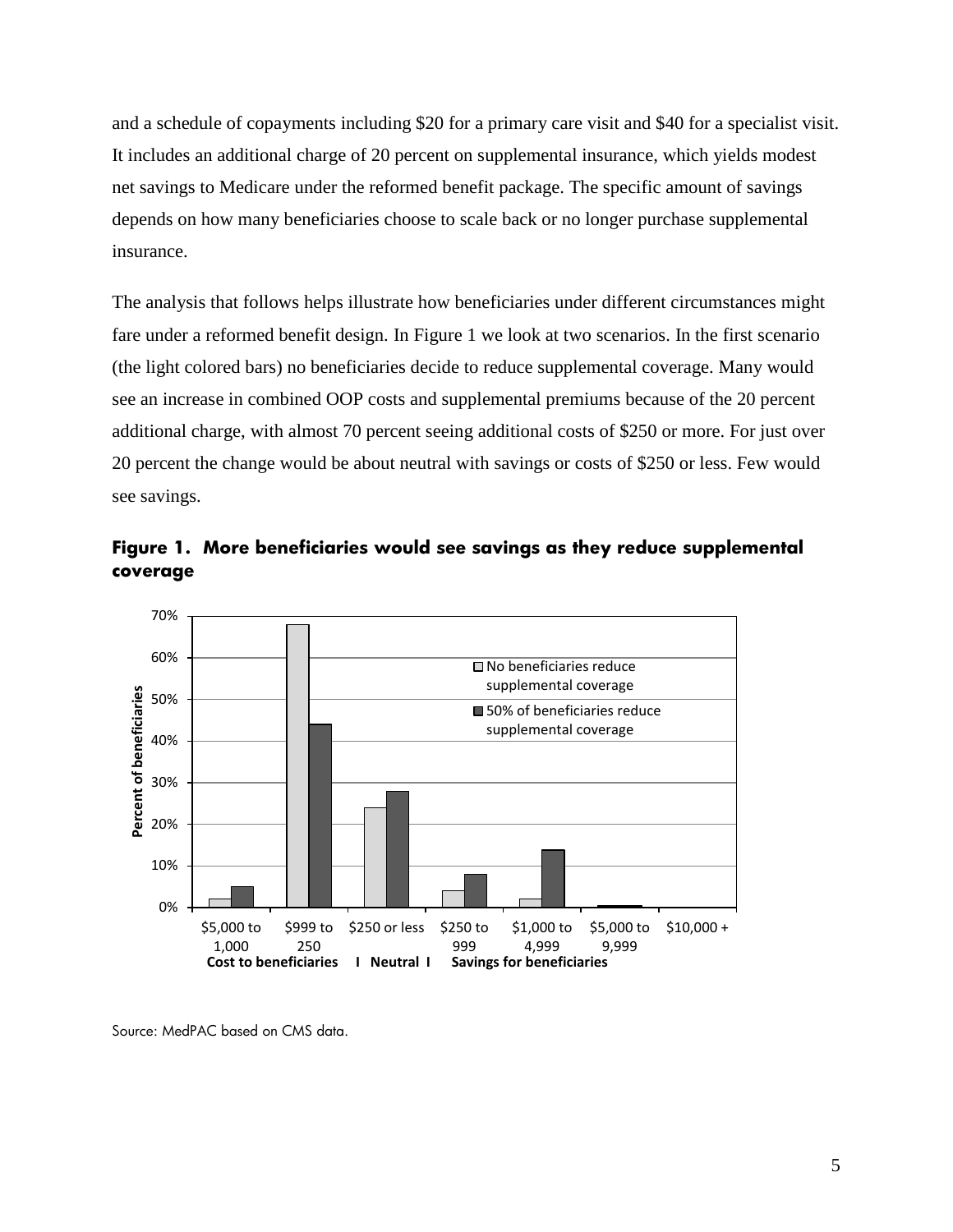and a schedule of copayments including $20 for a primary care visit and $40 for a specialist visit. It includes an additional charge of 20 percent on supplemental insurance, which yields modest net savings to Medicare under the reformed benefit package. The specific amount of savings depends on how many beneficiaries choose to scale back or no longer purchase supplemental insurance.

The analysis that follows helps illustrate how beneficiaries under different circumstances might fare under a reformed benefit design. In Figure 1 we look at two scenarios. In the first scenario (the light colored bars) no beneficiaries decide to reduce supplemental coverage. Many would see an increase in combined OOP costs and supplemental premiums because of the 20 percent additional charge, with almost 70 percent seeing additional costs of $250 or more. For just over 20 percent the change would be about neutral with savings or costs of $250 or less. Few would see savings.

**Figure 1. More beneficiaries would see savings as they reduce supplemental coverage**

Source: MedPAC based on CMS data.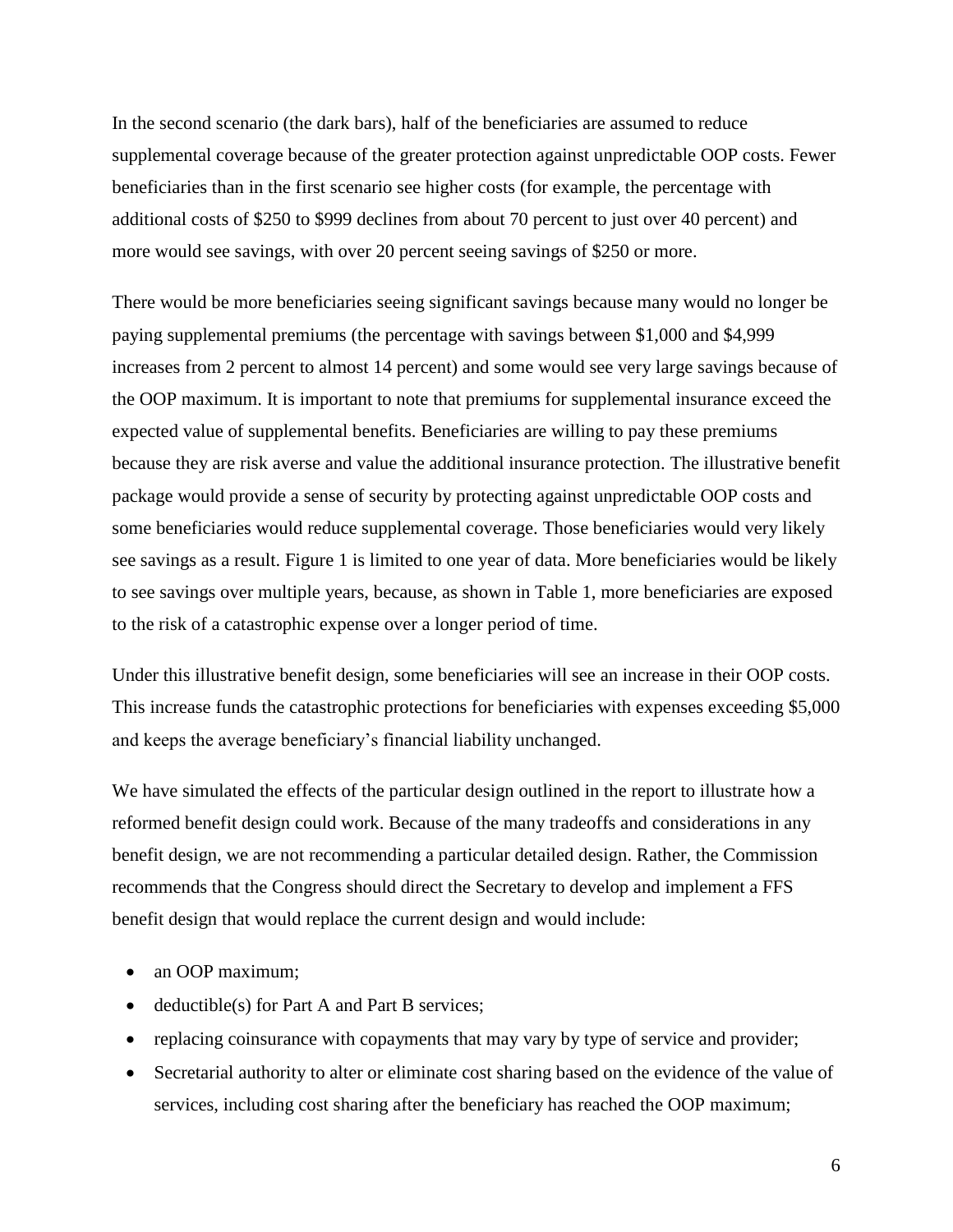In the second scenario (the dark bars), half of the beneficiaries are assumed to reduce supplemental coverage because of the greater protection against unpredictable OOP costs. Fewer beneficiaries than in the first scenario see higher costs (for example, the percentage with additional costs of $250 to $999 declines from about 70 percent to just over 40 percent) and more would see savings, with over 20 percent seeing savings of $250 or more.

There would be more beneficiaries seeing significant savings because many would no longer be paying supplemental premiums (the percentage with savings between $1,000 and $4,999 increases from 2 percent to almost 14 percent) and some would see very large savings because of the OOP maximum. It is important to note that premiums for supplemental insurance exceed the expected value of supplemental benefits. Beneficiaries are willing to pay these premiums because they are risk averse and value the additional insurance protection. The illustrative benefit package would provide a sense of security by protecting against unpredictable OOP costs and some beneficiaries would reduce supplemental coverage. Those beneficiaries would very likely see savings as a result. Figure 1 is limited to one year of data. More beneficiaries would be likely to see savings over multiple years, because, as shown in Table 1, more beneficiaries are exposed to the risk of a catastrophic expense over a longer period of time.

Under this illustrative benefit design, some beneficiaries will see an increase in their OOP costs. This increase funds the catastrophic protections for beneficiaries with expenses exceeding $5,000 and keeps the average beneficiary's financial liability unchanged.

We have simulated the effects of the particular design outlined in the report to illustrate how a reformed benefit design could work. Because of the many tradeoffs and considerations in any benefit design, we are not recommending a particular detailed design. Rather, the Commission recommends that the Congress should direct the Secretary to develop and implement a FFS benefit design that would replace the current design and would include:

- an OOP maximum;
- deductible(s) for Part A and Part B services;
- replacing coinsurance with copayments that may vary by type of service and provider;
- Secretarial authority to alter or eliminate cost sharing based on the evidence of the value of services, including cost sharing after the beneficiary has reached the OOP maximum;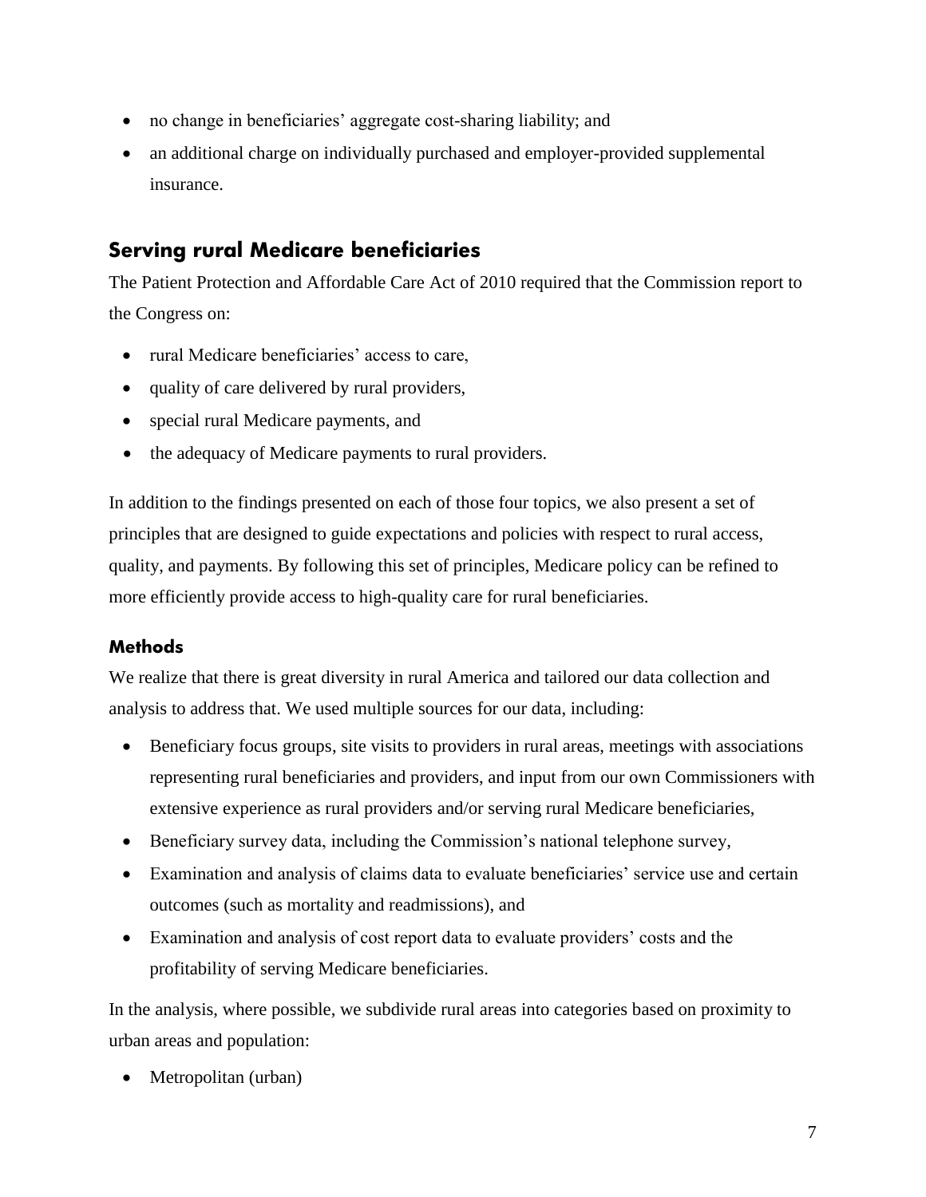- no change in beneficiaries' aggregate cost-sharing liability; and
- an additional charge on individually purchased and employer-provided supplemental insurance.

## Serving rural Medicare beneficiaries

The Patient Protection and Affordable Care Act of 2010 required that the Commission report to the Congress on:

- rural Medicare beneficiaries' access to care,
- quality of care delivered by rural providers,
- special rural Medicare payments, and
- the adequacy of Medicare payments to rural providers.

In addition to the findings presented on each of those four topics, we also present a set of principles that are designed to guide expectations and policies with respect to rural access, quality, and payments. By following this set of principles, Medicare policy can be refined to more efficiently provide access to high-quality care for rural beneficiaries.

### Methods

We realize that there is great diversity in rural America and tailored our data collection and analysis to address that. We used multiple sources for our data, including:

- Beneficiary focus groups, site visits to providers in rural areas, meetings with associations representing rural beneficiaries and providers, and input from our own Commissioners with extensive experience as rural providers and/or serving rural Medicare beneficiaries,
- Beneficiary survey data, including the Commission's national telephone survey,
- Examination and analysis of claims data to evaluate beneficiaries' service use and certain outcomes (such as mortality and readmissions), and
- Examination and analysis of cost report data to evaluate providers' costs and the profitability of serving Medicare beneficiaries.

In the analysis, where possible, we subdivide rural areas into categories based on proximity to urban areas and population:

- Metropolitan (urban)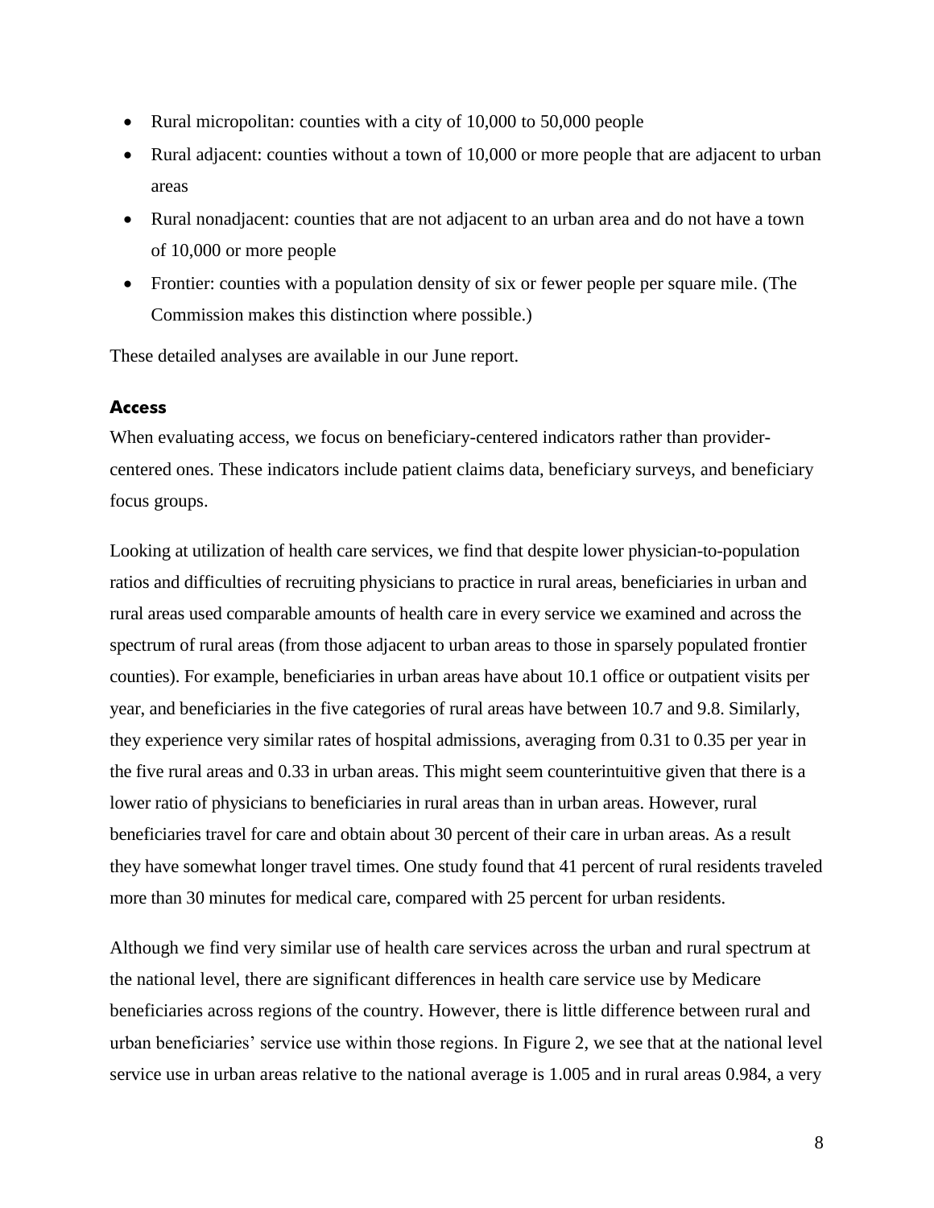- Rural micropolitan: counties with a city of 10,000 to 50,000 people
- Rural adjacent: counties without a town of 10,000 or more people that are adjacent to urban areas
- Rural nonadjacent: counties that are not adjacent to an urban area and do not have a town of 10,000 or more people
- Frontier: counties with a population density of six or fewer people per square mile. (The Commission makes this distinction where possible.)

These detailed analyses are available in our June report.

### Access

When evaluating access, we focus on beneficiary-centered indicators rather than provider-centered ones. These indicators include patient claims data, beneficiary surveys, and beneficiary focus groups.

Looking at utilization of health care services, we find that despite lower physician-to-population ratios and difficulties of recruiting physicians to practice in rural areas, beneficiaries in urban and rural areas used comparable amounts of health care in every service we examined and across the spectrum of rural areas (from those adjacent to urban areas to those in sparsely populated frontier counties). For example, beneficiaries in urban areas have about 10.1 office or outpatient visits per year, and beneficiaries in the five categories of rural areas have between 10.7 and 9.8. Similarly, they experience very similar rates of hospital admissions, averaging from 0.31 to 0.35 per year in the five rural areas and 0.33 in urban areas. This might seem counterintuitive given that there is a lower ratio of physicians to beneficiaries in rural areas than in urban areas. However, rural beneficiaries travel for care and obtain about 30 percent of their care in urban areas. As a result they have somewhat longer travel times. One study found that 41 percent of rural residents traveled more than 30 minutes for medical care, compared with 25 percent for urban residents.

Although we find very similar use of health care services across the urban and rural spectrum at the national level, there are significant differences in health care service use by Medicare beneficiaries across regions of the country. However, there is little difference between rural and urban beneficiaries' service use within those regions. In Figure 2, we see that at the national level service use in urban areas relative to the national average is 1.005 and in rural areas 0.984, a very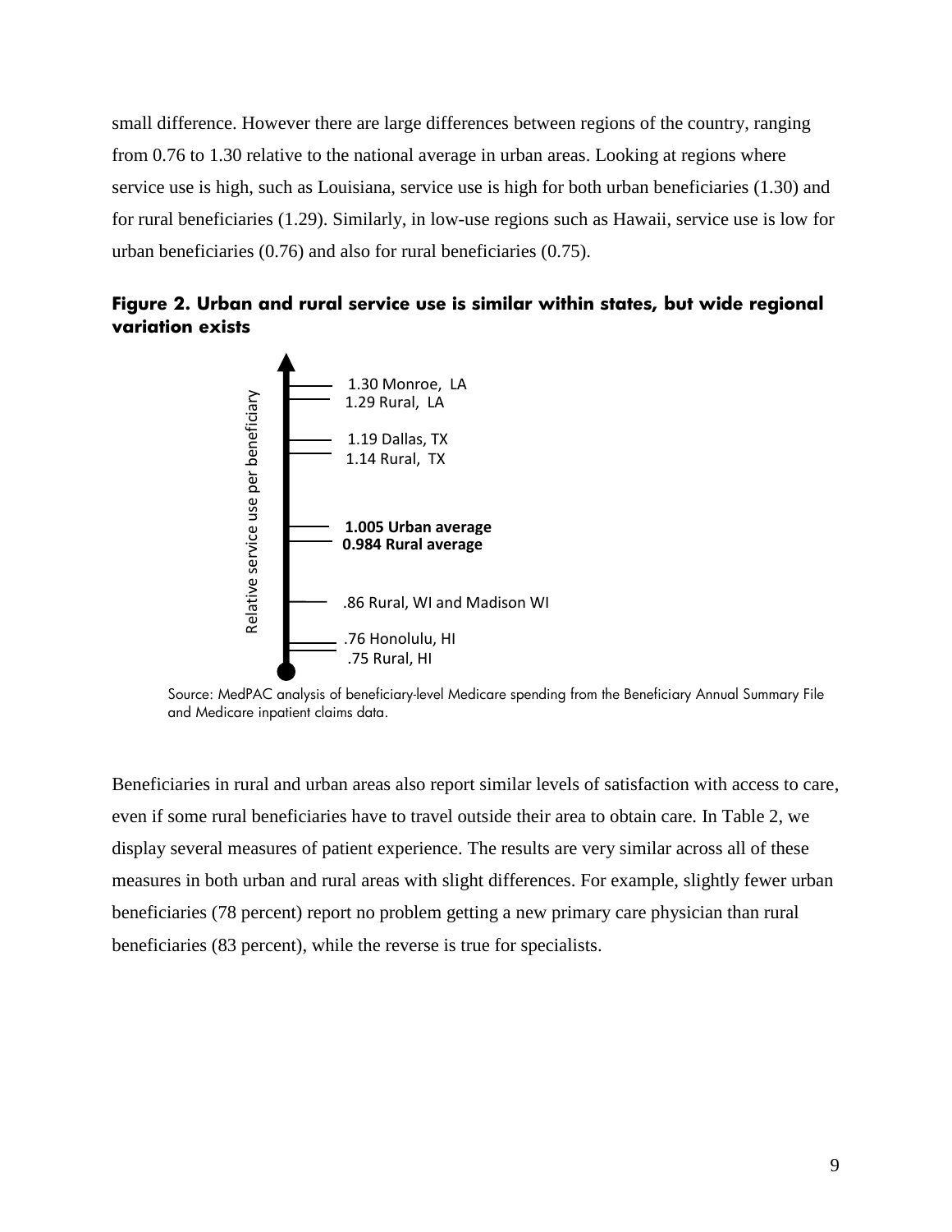small difference. However there are large differences between regions of the country, ranging from 0.76 to 1.30 relative to the national average in urban areas. Looking at regions where service use is high, such as Louisiana, service use is high for both urban beneficiaries (1.30) and for rural beneficiaries (1.29). Similarly, in low-use regions such as Hawaii, service use is low for urban beneficiaries (0.76) and also for rural beneficiaries (0.75).

**Figure 2. Urban and rural service use is similar within states, but wide regional variation exists**

Relative service use per beneficiary

- 1.30 Monroe, LA
- 1.29 Rural, LA
- 1.19 Dallas, TX
- 1.14 Rural, TX
- **1.005 Urban average**
- **0.984 Rural average**
- .86 Rural, WI and Madison WI
- .76 Honolulu, HI
- .75 Rural, HI

Source: MedPAC analysis of beneficiary-level Medicare spending from the Beneficiary Annual Summary File and Medicare inpatient claims data.

Beneficiaries in rural and urban areas also report similar levels of satisfaction with access to care, even if some rural beneficiaries have to travel outside their area to obtain care. In Table 2, we display several measures of patient experience. The results are very similar across all of these measures in both urban and rural areas with slight differences. For example, slightly fewer urban beneficiaries (78 percent) report no problem getting a new primary care physician than rural beneficiaries (83 percent), while the reverse is true for specialists.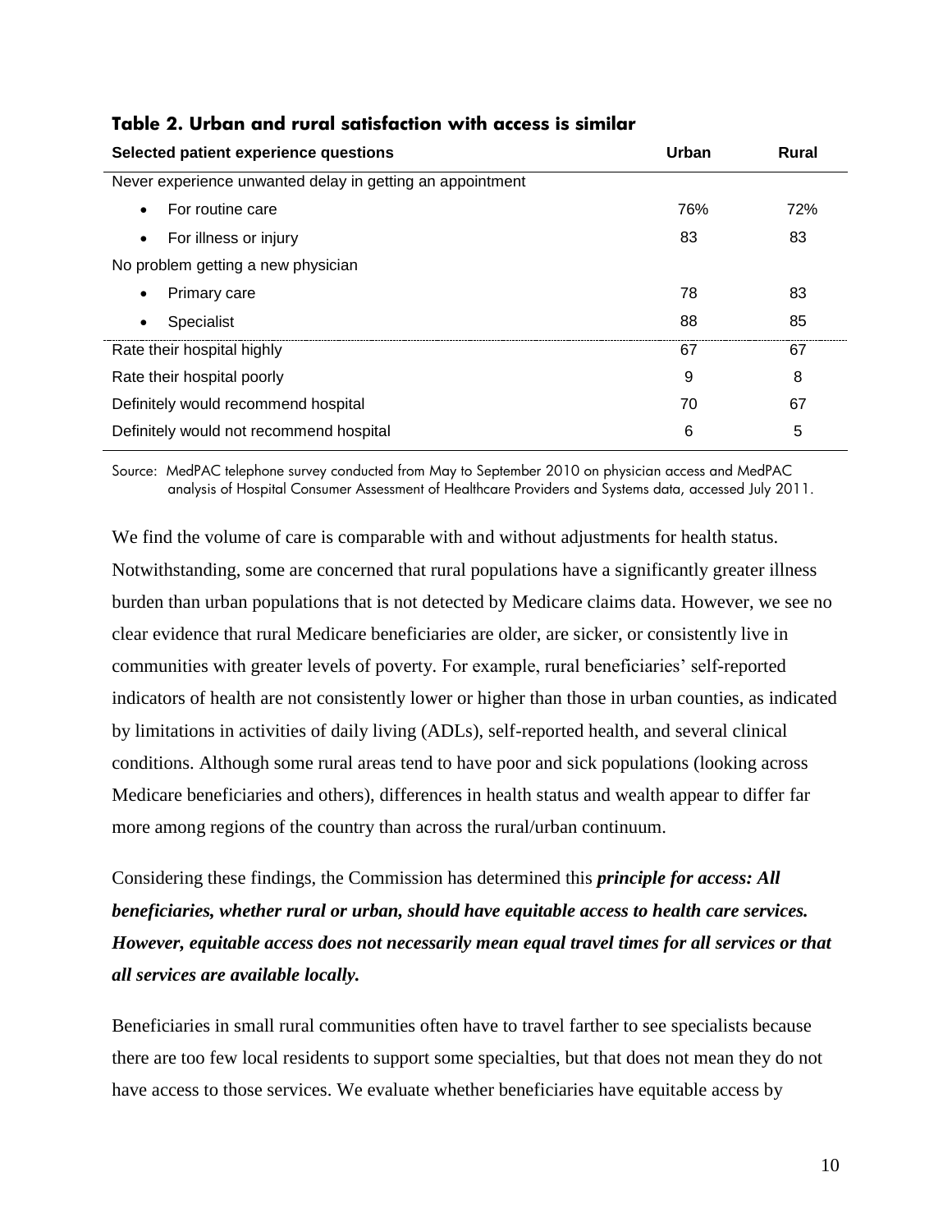**Table 2. Urban and rural satisfaction with access is similar**

| Selected patient experience questions | Urban | Rural |
|---|---|---|
| Never experience unwanted delay in getting an appointment | | |
| • For routine care | 76% | 72% |
| • For illness or injury | 83 | 83 |
| No problem getting a new physician | | |
| • Primary care | 78 | 83 |
| • Specialist | 88 | 85 |
| Rate their hospital highly | 67 | 67 |
| Rate their hospital poorly | 9 | 8 |
| Definitely would recommend hospital | 70 | 67 |
| Definitely would not recommend hospital | 6 | 5 |

Source: MedPAC telephone survey conducted from May to September 2010 on physician access and MedPAC analysis of Hospital Consumer Assessment of Healthcare Providers and Systems data, accessed July 2011.

We find the volume of care is comparable with and without adjustments for health status. Notwithstanding, some are concerned that rural populations have a significantly greater illness burden than urban populations that is not detected by Medicare claims data. However, we see no clear evidence that rural Medicare beneficiaries are older, are sicker, or consistently live in communities with greater levels of poverty. For example, rural beneficiaries' self-reported indicators of health are not consistently lower or higher than those in urban counties, as indicated by limitations in activities of daily living (ADLs), self-reported health, and several clinical conditions. Although some rural areas tend to have poor and sick populations (looking across Medicare beneficiaries and others), differences in health status and wealth appear to differ far more among regions of the country than across the rural/urban continuum.

Considering these findings, the Commission has determined this ***principle for access: All beneficiaries, whether rural or urban, should have equitable access to health care services. However, equitable access does not necessarily mean equal travel times for all services or that all services are available locally.***

Beneficiaries in small rural communities often have to travel farther to see specialists because there are too few local residents to support some specialties, but that does not mean they do not have access to those services. We evaluate whether beneficiaries have equitable access by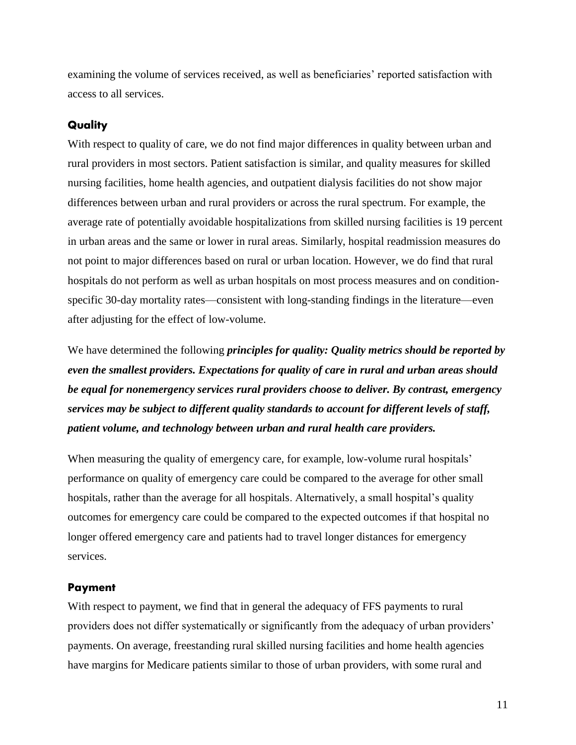examining the volume of services received, as well as beneficiaries' reported satisfaction with access to all services.

### Quality

With respect to quality of care, we do not find major differences in quality between urban and rural providers in most sectors. Patient satisfaction is similar, and quality measures for skilled nursing facilities, home health agencies, and outpatient dialysis facilities do not show major differences between urban and rural providers or across the rural spectrum. For example, the average rate of potentially avoidable hospitalizations from skilled nursing facilities is 19 percent in urban areas and the same or lower in rural areas. Similarly, hospital readmission measures do not point to major differences based on rural or urban location. However, we do find that rural hospitals do not perform as well as urban hospitals on most process measures and on condition-specific 30-day mortality rates—consistent with long-standing findings in the literature—even after adjusting for the effect of low-volume.

We have determined the following ***principles for quality: Quality metrics should be reported by even the smallest providers. Expectations for quality of care in rural and urban areas should be equal for nonemergency services rural providers choose to deliver. By contrast, emergency services may be subject to different quality standards to account for different levels of staff, patient volume, and technology between urban and rural health care providers.***

When measuring the quality of emergency care, for example, low-volume rural hospitals' performance on quality of emergency care could be compared to the average for other small hospitals, rather than the average for all hospitals. Alternatively, a small hospital's quality outcomes for emergency care could be compared to the expected outcomes if that hospital no longer offered emergency care and patients had to travel longer distances for emergency services.

### Payment

With respect to payment, we find that in general the adequacy of FFS payments to rural providers does not differ systematically or significantly from the adequacy of urban providers' payments. On average, freestanding rural skilled nursing facilities and home health agencies have margins for Medicare patients similar to those of urban providers, with some rural and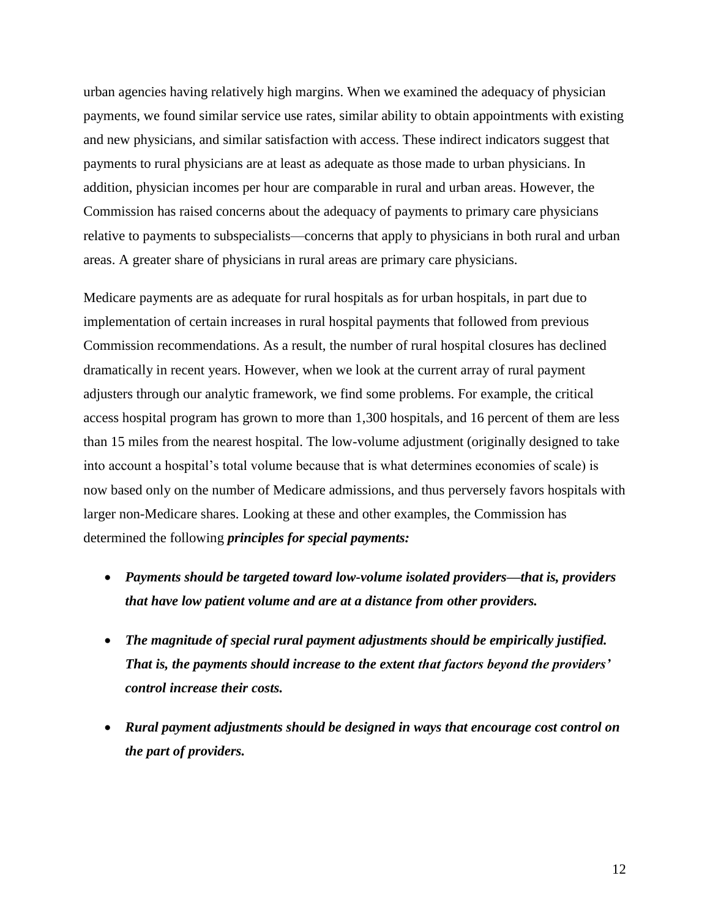urban agencies having relatively high margins. When we examined the adequacy of physician payments, we found similar service use rates, similar ability to obtain appointments with existing and new physicians, and similar satisfaction with access. These indirect indicators suggest that payments to rural physicians are at least as adequate as those made to urban physicians. In addition, physician incomes per hour are comparable in rural and urban areas. However, the Commission has raised concerns about the adequacy of payments to primary care physicians relative to payments to subspecialists—concerns that apply to physicians in both rural and urban areas. A greater share of physicians in rural areas are primary care physicians.

Medicare payments are as adequate for rural hospitals as for urban hospitals, in part due to implementation of certain increases in rural hospital payments that followed from previous Commission recommendations. As a result, the number of rural hospital closures has declined dramatically in recent years. However, when we look at the current array of rural payment adjusters through our analytic framework, we find some problems. For example, the critical access hospital program has grown to more than 1,300 hospitals, and 16 percent of them are less than 15 miles from the nearest hospital. The low-volume adjustment (originally designed to take into account a hospital's total volume because that is what determines economies of scale) is now based only on the number of Medicare admissions, and thus perversely favors hospitals with larger non-Medicare shares. Looking at these and other examples, the Commission has determined the following ***principles for special payments:***

- ***Payments should be targeted toward low-volume isolated providers—that is, providers that have low patient volume and are at a distance from other providers.***
- ***The magnitude of special rural payment adjustments should be empirically justified. That is, the payments should increase to the extent that factors beyond the providers' control increase their costs.***
- ***Rural payment adjustments should be designed in ways that encourage cost control on the part of providers.***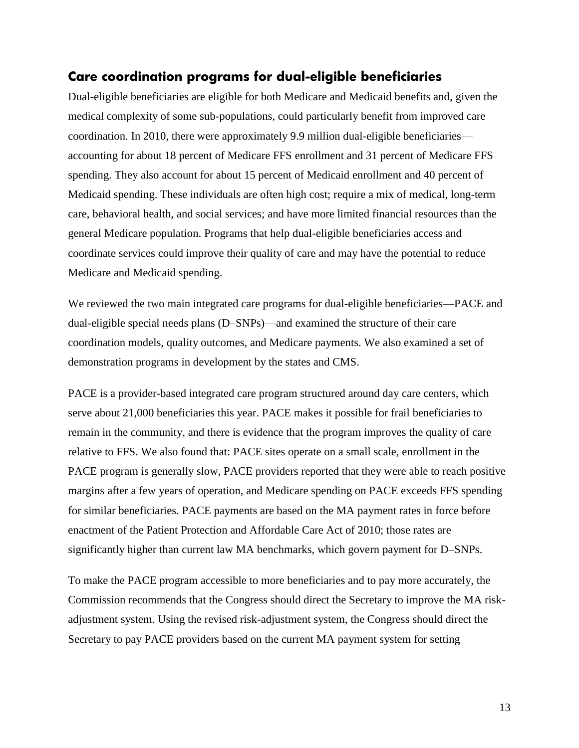## Care coordination programs for dual-eligible beneficiaries

Dual-eligible beneficiaries are eligible for both Medicare and Medicaid benefits and, given the medical complexity of some sub-populations, could particularly benefit from improved care coordination. In 2010, there were approximately 9.9 million dual-eligible beneficiaries—accounting for about 18 percent of Medicare FFS enrollment and 31 percent of Medicare FFS spending. They also account for about 15 percent of Medicaid enrollment and 40 percent of Medicaid spending. These individuals are often high cost; require a mix of medical, long-term care, behavioral health, and social services; and have more limited financial resources than the general Medicare population. Programs that help dual-eligible beneficiaries access and coordinate services could improve their quality of care and may have the potential to reduce Medicare and Medicaid spending.

We reviewed the two main integrated care programs for dual-eligible beneficiaries—PACE and dual-eligible special needs plans (D–SNPs)—and examined the structure of their care coordination models, quality outcomes, and Medicare payments. We also examined a set of demonstration programs in development by the states and CMS.

PACE is a provider-based integrated care program structured around day care centers, which serve about 21,000 beneficiaries this year. PACE makes it possible for frail beneficiaries to remain in the community, and there is evidence that the program improves the quality of care relative to FFS. We also found that: PACE sites operate on a small scale, enrollment in the PACE program is generally slow, PACE providers reported that they were able to reach positive margins after a few years of operation, and Medicare spending on PACE exceeds FFS spending for similar beneficiaries. PACE payments are based on the MA payment rates in force before enactment of the Patient Protection and Affordable Care Act of 2010; those rates are significantly higher than current law MA benchmarks, which govern payment for D–SNPs.

To make the PACE program accessible to more beneficiaries and to pay more accurately, the Commission recommends that the Congress should direct the Secretary to improve the MA risk-adjustment system. Using the revised risk-adjustment system, the Congress should direct the Secretary to pay PACE providers based on the current MA payment system for setting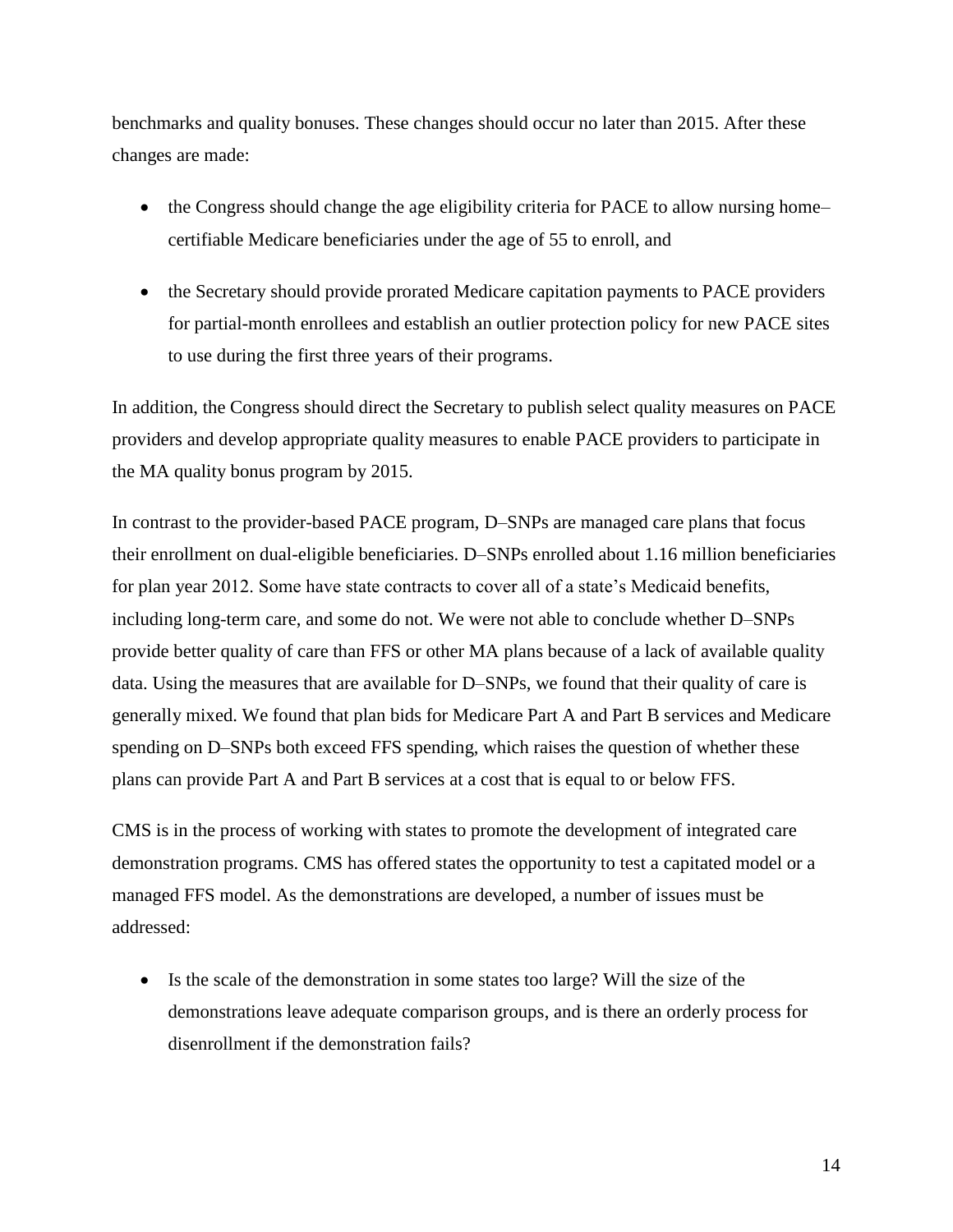benchmarks and quality bonuses. These changes should occur no later than 2015. After these changes are made:

- the Congress should change the age eligibility criteria for PACE to allow nursing home–certifiable Medicare beneficiaries under the age of 55 to enroll, and
- the Secretary should provide prorated Medicare capitation payments to PACE providers for partial-month enrollees and establish an outlier protection policy for new PACE sites to use during the first three years of their programs.

In addition, the Congress should direct the Secretary to publish select quality measures on PACE providers and develop appropriate quality measures to enable PACE providers to participate in the MA quality bonus program by 2015.

In contrast to the provider-based PACE program, D–SNPs are managed care plans that focus their enrollment on dual-eligible beneficiaries. D–SNPs enrolled about 1.16 million beneficiaries for plan year 2012. Some have state contracts to cover all of a state's Medicaid benefits, including long-term care, and some do not. We were not able to conclude whether D–SNPs provide better quality of care than FFS or other MA plans because of a lack of available quality data. Using the measures that are available for D–SNPs, we found that their quality of care is generally mixed. We found that plan bids for Medicare Part A and Part B services and Medicare spending on D–SNPs both exceed FFS spending, which raises the question of whether these plans can provide Part A and Part B services at a cost that is equal to or below FFS.

CMS is in the process of working with states to promote the development of integrated care demonstration programs. CMS has offered states the opportunity to test a capitated model or a managed FFS model. As the demonstrations are developed, a number of issues must be addressed:

- Is the scale of the demonstration in some states too large? Will the size of the demonstrations leave adequate comparison groups, and is there an orderly process for disenrollment if the demonstration fails?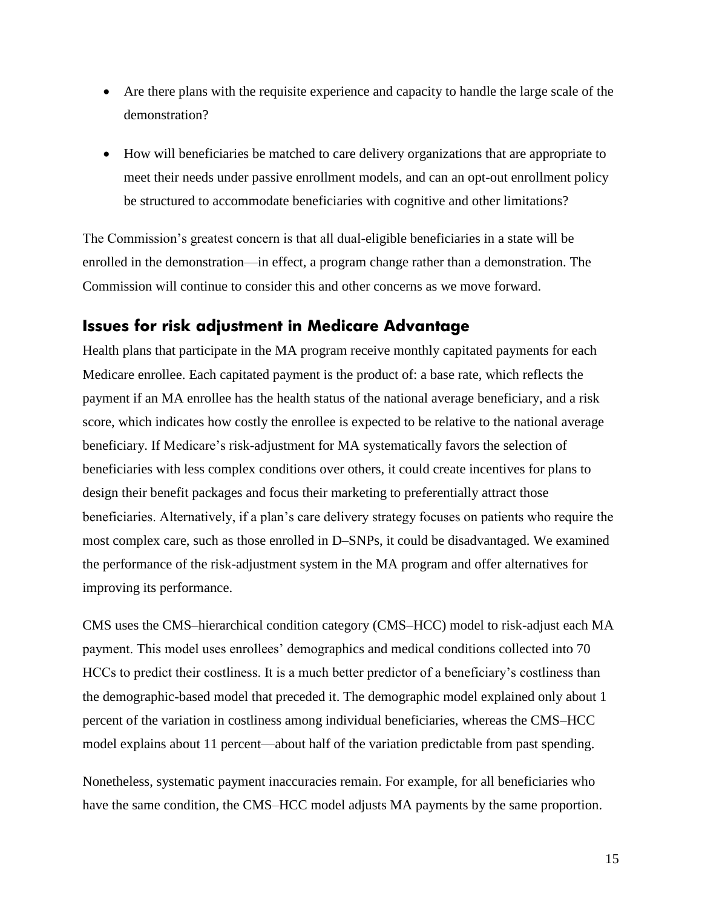- Are there plans with the requisite experience and capacity to handle the large scale of the demonstration?
- How will beneficiaries be matched to care delivery organizations that are appropriate to meet their needs under passive enrollment models, and can an opt-out enrollment policy be structured to accommodate beneficiaries with cognitive and other limitations?

The Commission's greatest concern is that all dual-eligible beneficiaries in a state will be enrolled in the demonstration—in effect, a program change rather than a demonstration. The Commission will continue to consider this and other concerns as we move forward.

## Issues for risk adjustment in Medicare Advantage

Health plans that participate in the MA program receive monthly capitated payments for each Medicare enrollee. Each capitated payment is the product of: a base rate, which reflects the payment if an MA enrollee has the health status of the national average beneficiary, and a risk score, which indicates how costly the enrollee is expected to be relative to the national average beneficiary. If Medicare's risk-adjustment for MA systematically favors the selection of beneficiaries with less complex conditions over others, it could create incentives for plans to design their benefit packages and focus their marketing to preferentially attract those beneficiaries. Alternatively, if a plan's care delivery strategy focuses on patients who require the most complex care, such as those enrolled in D–SNPs, it could be disadvantaged. We examined the performance of the risk-adjustment system in the MA program and offer alternatives for improving its performance.

CMS uses the CMS–hierarchical condition category (CMS–HCC) model to risk-adjust each MA payment. This model uses enrollees' demographics and medical conditions collected into 70 HCCs to predict their costliness. It is a much better predictor of a beneficiary's costliness than the demographic-based model that preceded it. The demographic model explained only about 1 percent of the variation in costliness among individual beneficiaries, whereas the CMS–HCC model explains about 11 percent—about half of the variation predictable from past spending.

Nonetheless, systematic payment inaccuracies remain. For example, for all beneficiaries who have the same condition, the CMS–HCC model adjusts MA payments by the same proportion.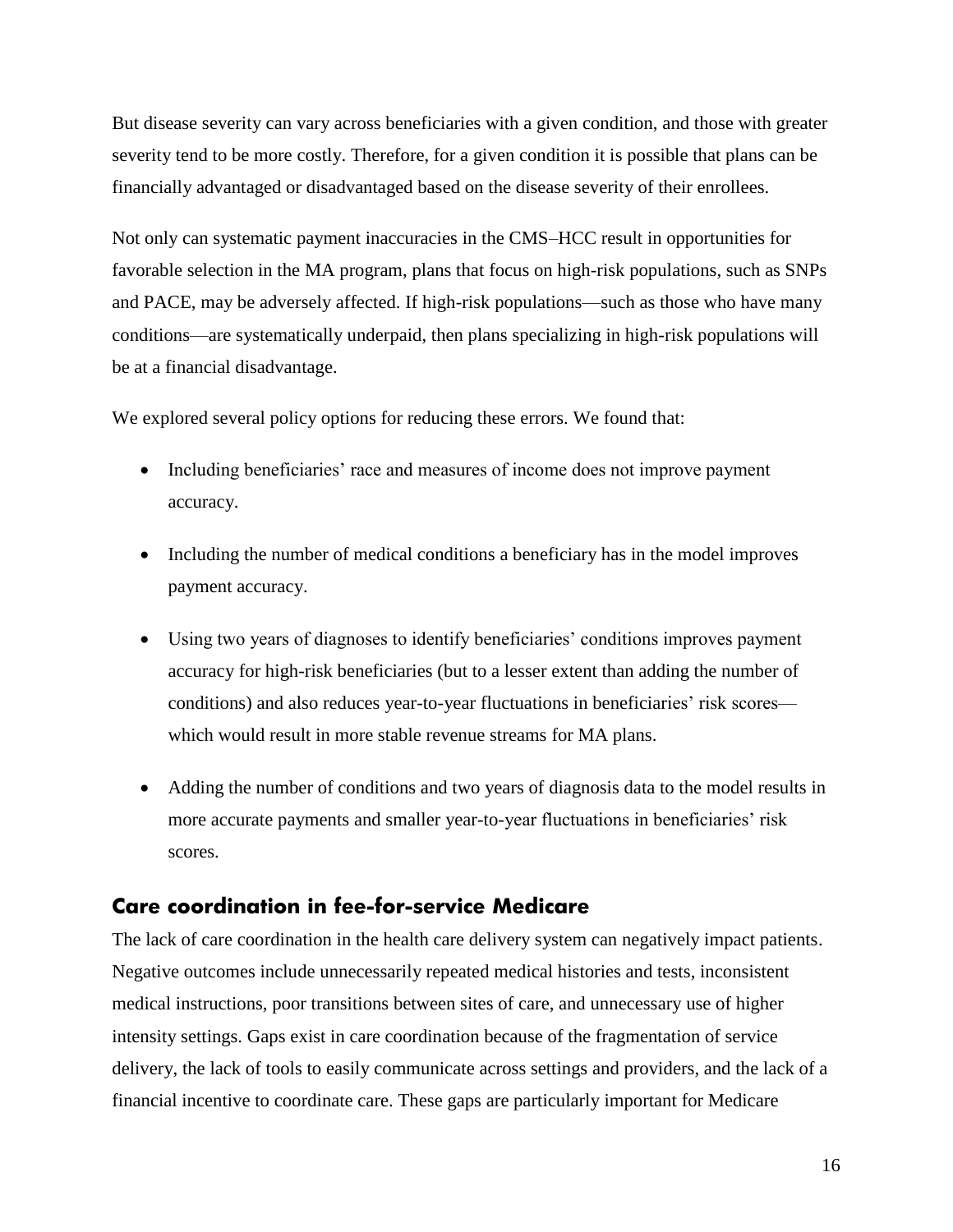But disease severity can vary across beneficiaries with a given condition, and those with greater severity tend to be more costly. Therefore, for a given condition it is possible that plans can be financially advantaged or disadvantaged based on the disease severity of their enrollees.

Not only can systematic payment inaccuracies in the CMS–HCC result in opportunities for favorable selection in the MA program, plans that focus on high-risk populations, such as SNPs and PACE, may be adversely affected. If high-risk populations—such as those who have many conditions—are systematically underpaid, then plans specializing in high-risk populations will be at a financial disadvantage.

We explored several policy options for reducing these errors. We found that:

- Including beneficiaries' race and measures of income does not improve payment accuracy.
- Including the number of medical conditions a beneficiary has in the model improves payment accuracy.
- Using two years of diagnoses to identify beneficiaries' conditions improves payment accuracy for high-risk beneficiaries (but to a lesser extent than adding the number of conditions) and also reduces year-to-year fluctuations in beneficiaries' risk scores—which would result in more stable revenue streams for MA plans.
- Adding the number of conditions and two years of diagnosis data to the model results in more accurate payments and smaller year-to-year fluctuations in beneficiaries' risk scores.

## Care coordination in fee-for-service Medicare

The lack of care coordination in the health care delivery system can negatively impact patients. Negative outcomes include unnecessarily repeated medical histories and tests, inconsistent medical instructions, poor transitions between sites of care, and unnecessary use of higher intensity settings. Gaps exist in care coordination because of the fragmentation of service delivery, the lack of tools to easily communicate across settings and providers, and the lack of a financial incentive to coordinate care. These gaps are particularly important for Medicare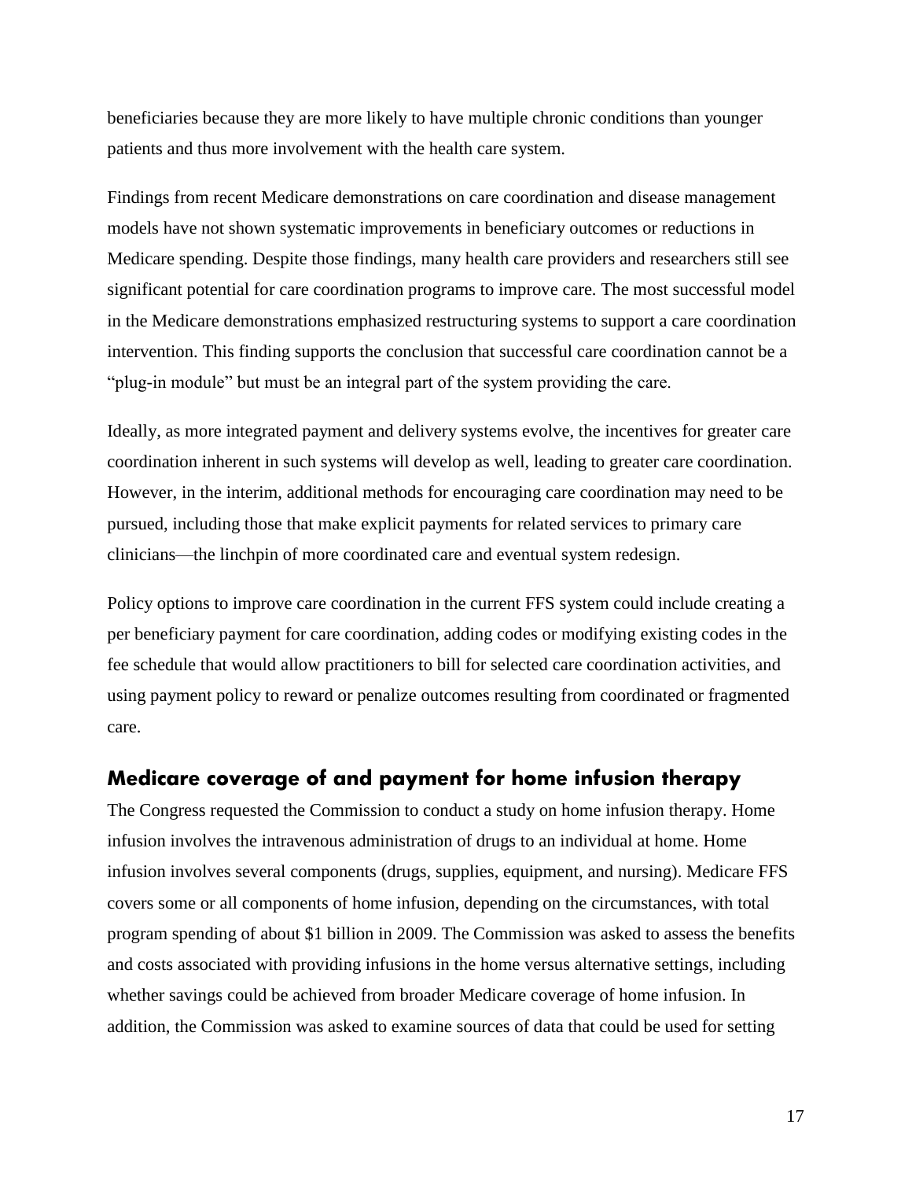beneficiaries because they are more likely to have multiple chronic conditions than younger patients and thus more involvement with the health care system.

Findings from recent Medicare demonstrations on care coordination and disease management models have not shown systematic improvements in beneficiary outcomes or reductions in Medicare spending. Despite those findings, many health care providers and researchers still see significant potential for care coordination programs to improve care. The most successful model in the Medicare demonstrations emphasized restructuring systems to support a care coordination intervention. This finding supports the conclusion that successful care coordination cannot be a "plug-in module" but must be an integral part of the system providing the care.

Ideally, as more integrated payment and delivery systems evolve, the incentives for greater care coordination inherent in such systems will develop as well, leading to greater care coordination. However, in the interim, additional methods for encouraging care coordination may need to be pursued, including those that make explicit payments for related services to primary care clinicians—the linchpin of more coordinated care and eventual system redesign.

Policy options to improve care coordination in the current FFS system could include creating a per beneficiary payment for care coordination, adding codes or modifying existing codes in the fee schedule that would allow practitioners to bill for selected care coordination activities, and using payment policy to reward or penalize outcomes resulting from coordinated or fragmented care.

## Medicare coverage of and payment for home infusion therapy

The Congress requested the Commission to conduct a study on home infusion therapy. Home infusion involves the intravenous administration of drugs to an individual at home. Home infusion involves several components (drugs, supplies, equipment, and nursing). Medicare FFS covers some or all components of home infusion, depending on the circumstances, with total program spending of about $1 billion in 2009. The Commission was asked to assess the benefits and costs associated with providing infusions in the home versus alternative settings, including whether savings could be achieved from broader Medicare coverage of home infusion. In addition, the Commission was asked to examine sources of data that could be used for setting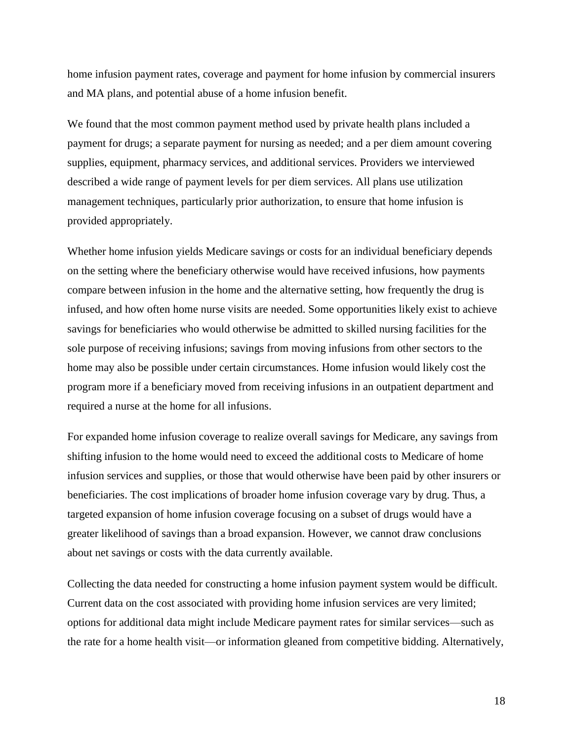home infusion payment rates, coverage and payment for home infusion by commercial insurers and MA plans, and potential abuse of a home infusion benefit.

We found that the most common payment method used by private health plans included a payment for drugs; a separate payment for nursing as needed; and a per diem amount covering supplies, equipment, pharmacy services, and additional services. Providers we interviewed described a wide range of payment levels for per diem services. All plans use utilization management techniques, particularly prior authorization, to ensure that home infusion is provided appropriately.

Whether home infusion yields Medicare savings or costs for an individual beneficiary depends on the setting where the beneficiary otherwise would have received infusions, how payments compare between infusion in the home and the alternative setting, how frequently the drug is infused, and how often home nurse visits are needed. Some opportunities likely exist to achieve savings for beneficiaries who would otherwise be admitted to skilled nursing facilities for the sole purpose of receiving infusions; savings from moving infusions from other sectors to the home may also be possible under certain circumstances. Home infusion would likely cost the program more if a beneficiary moved from receiving infusions in an outpatient department and required a nurse at the home for all infusions.

For expanded home infusion coverage to realize overall savings for Medicare, any savings from shifting infusion to the home would need to exceed the additional costs to Medicare of home infusion services and supplies, or those that would otherwise have been paid by other insurers or beneficiaries. The cost implications of broader home infusion coverage vary by drug. Thus, a targeted expansion of home infusion coverage focusing on a subset of drugs would have a greater likelihood of savings than a broad expansion. However, we cannot draw conclusions about net savings or costs with the data currently available.

Collecting the data needed for constructing a home infusion payment system would be difficult. Current data on the cost associated with providing home infusion services are very limited; options for additional data might include Medicare payment rates for similar services—such as the rate for a home health visit—or information gleaned from competitive bidding. Alternatively,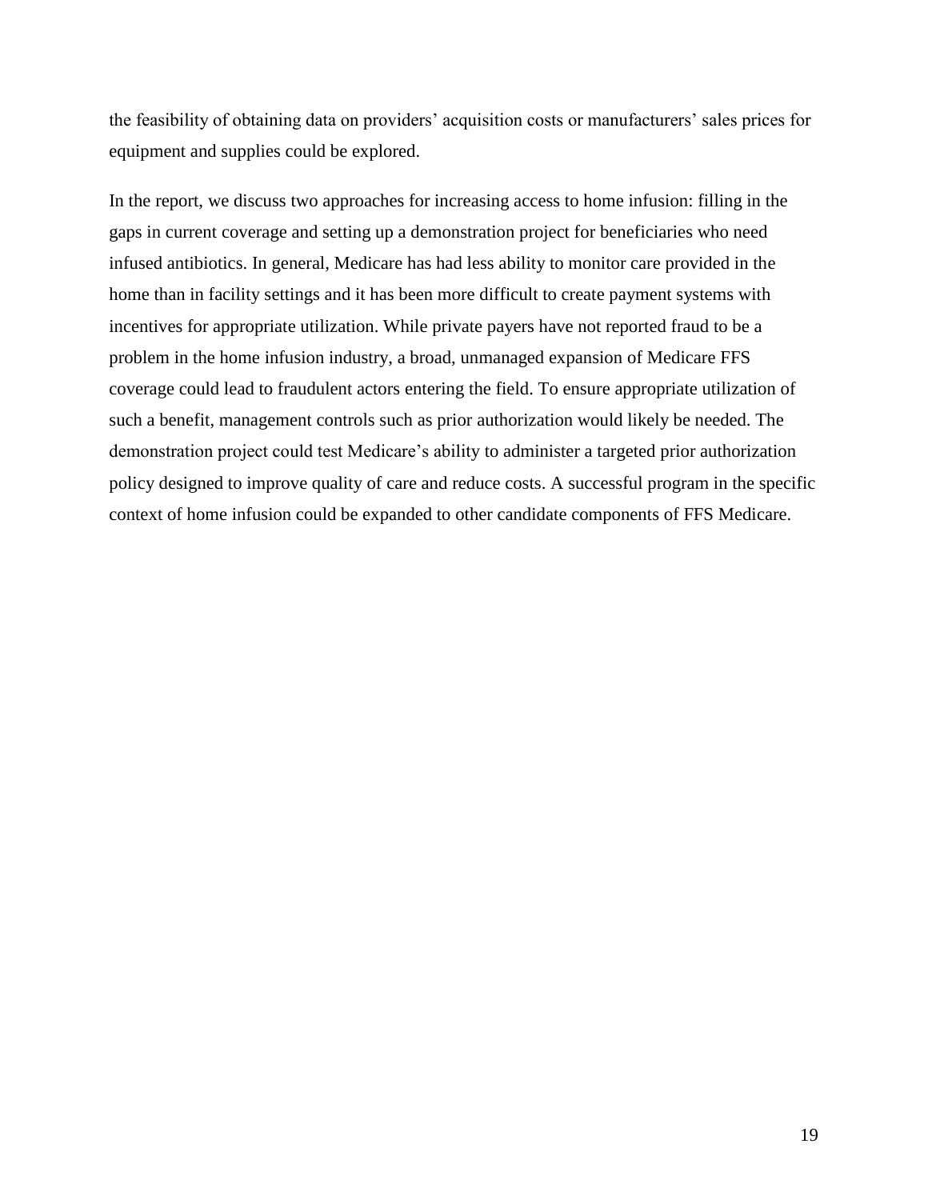the feasibility of obtaining data on providers' acquisition costs or manufacturers' sales prices for equipment and supplies could be explored.

In the report, we discuss two approaches for increasing access to home infusion: filling in the gaps in current coverage and setting up a demonstration project for beneficiaries who need infused antibiotics. In general, Medicare has had less ability to monitor care provided in the home than in facility settings and it has been more difficult to create payment systems with incentives for appropriate utilization. While private payers have not reported fraud to be a problem in the home infusion industry, a broad, unmanaged expansion of Medicare FFS coverage could lead to fraudulent actors entering the field. To ensure appropriate utilization of such a benefit, management controls such as prior authorization would likely be needed. The demonstration project could test Medicare's ability to administer a targeted prior authorization policy designed to improve quality of care and reduce costs. A successful program in the specific context of home infusion could be expanded to other candidate components of FFS Medicare.